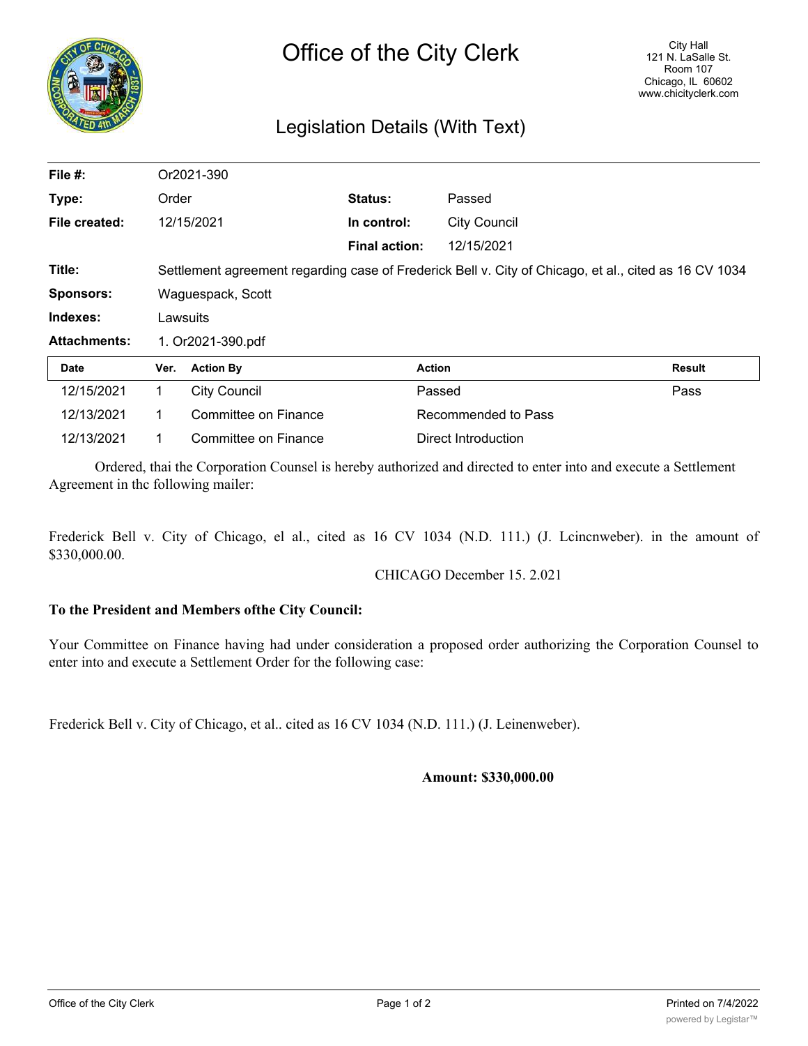# Office of the City Clerk

City Hall
121 N. LaSalle St.
Room 107
Chicago, IL 60602
www.chicityclerk.com

## Legislation Details (With Text)

| | | | |
|---|---|---|---|
| **File #:** | Or2021-390 | | |
| **Type:** | Order | **Status:** | Passed |
| **File created:** | 12/15/2021 | **In control:** | City Council |
| | | **Final action:** | 12/15/2021 |
| **Title:** | Settlement agreement regarding case of Frederick Bell v. City of Chicago, et al., cited as 16 CV 1034 | | |
| **Sponsors:** | Waguespack, Scott | | |
| **Indexes:** | Lawsuits | | |
| **Attachments:** | 1. Or2021-390.pdf | | |

| Date | Ver. | Action By | Action | Result |
|---|---|---|---|---|
| 12/15/2021 | 1 | City Council | Passed | Pass |
| 12/13/2021 | 1 | Committee on Finance | Recommended to Pass | |
| 12/13/2021 | 1 | Committee on Finance | Direct Introduction | |

Ordered, thai the Corporation Counsel is hereby authorized and directed to enter into and execute a Settlement Agreement in thc following mailer:

Frederick Bell v. City of Chicago, el al., cited as 16 CV 1034 (N.D. 111.) (J. Lcincnweber). in the amount of $330,000.00.

CHICAGO December 15. 2.021

**To the President and Members ofthe City Council:**

Your Committee on Finance having had under consideration a proposed order authorizing the Corporation Counsel to enter into and execute a Settlement Order for the following case:

Frederick Bell v. City of Chicago, et al.. cited as 16 CV 1034 (N.D. 111.) (J. Leinenweber).

**Amount: $330,000.00**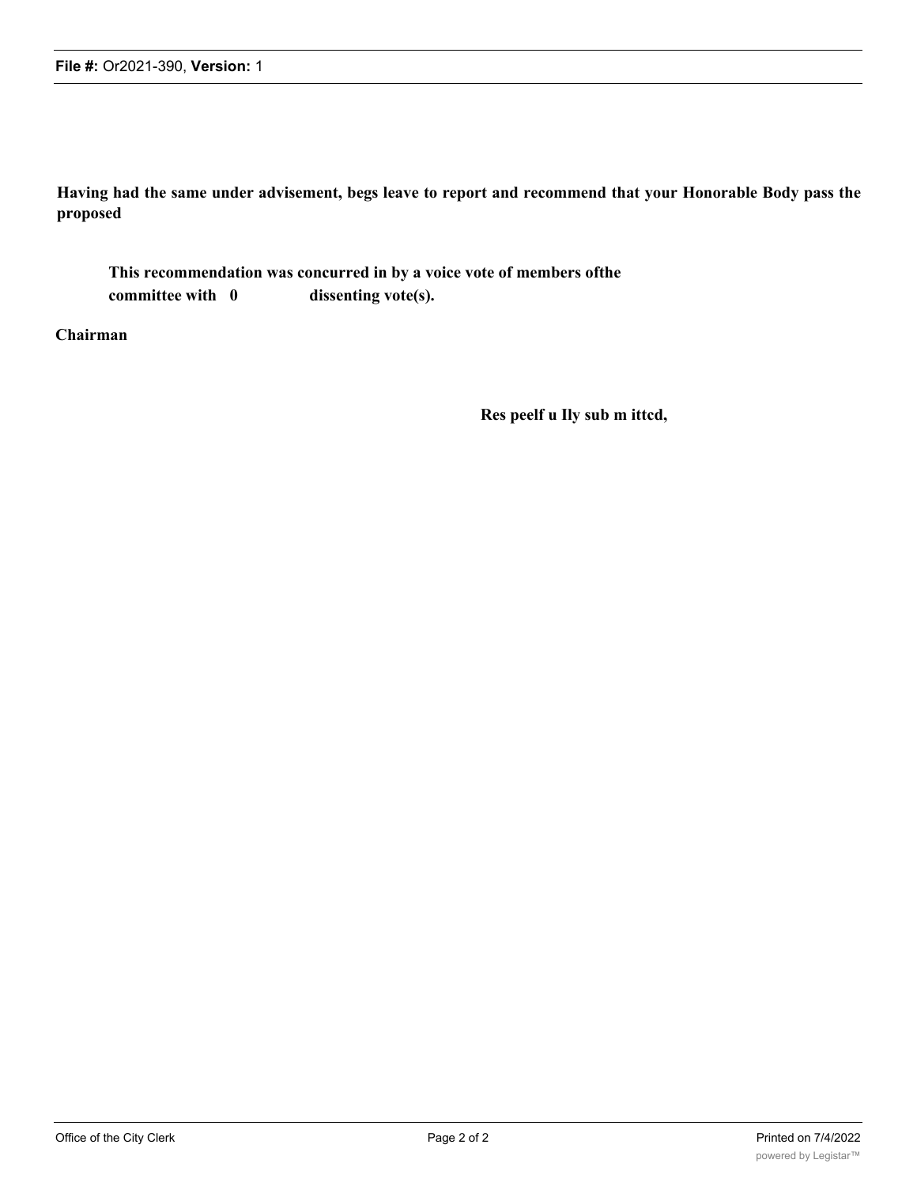**Having had the same under advisement, begs leave to report and recommend that your Honorable Body pass the proposed**

**This recommendation was concurred in by a voice vote of members ofthe committee with 0 dissenting vote(s).**

**Chairman**

**Res peelf u Ily sub m ittcd,**